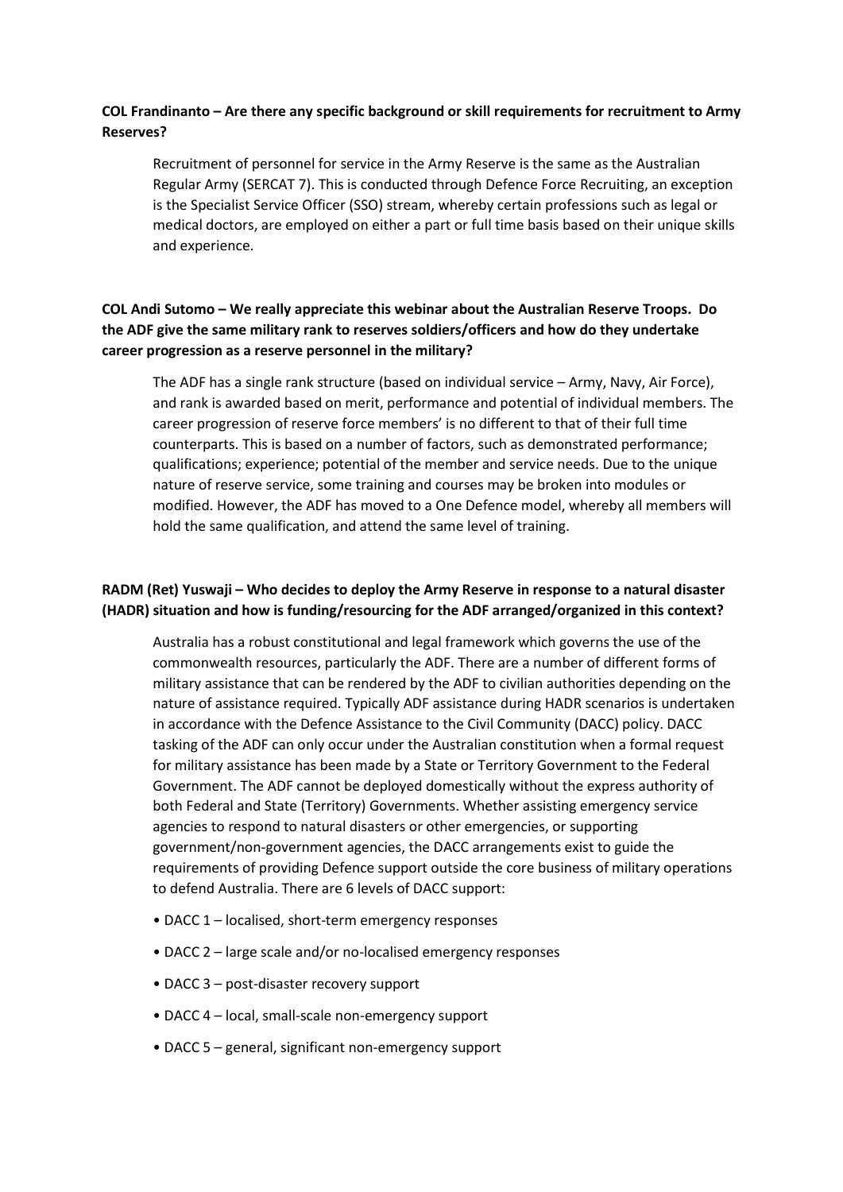**COL Frandinanto – Are there any specific background or skill requirements for recruitment to Army Reserves?**

Recruitment of personnel for service in the Army Reserve is the same as the Australian Regular Army (SERCAT 7). This is conducted through Defence Force Recruiting, an exception is the Specialist Service Officer (SSO) stream, whereby certain professions such as legal or medical doctors, are employed on either a part or full time basis based on their unique skills and experience.

**COL Andi Sutomo – We really appreciate this webinar about the Australian Reserve Troops. Do the ADF give the same military rank to reserves soldiers/officers and how do they undertake career progression as a reserve personnel in the military?**

The ADF has a single rank structure (based on individual service – Army, Navy, Air Force), and rank is awarded based on merit, performance and potential of individual members. The career progression of reserve force members' is no different to that of their full time counterparts. This is based on a number of factors, such as demonstrated performance; qualifications; experience; potential of the member and service needs. Due to the unique nature of reserve service, some training and courses may be broken into modules or modified. However, the ADF has moved to a One Defence model, whereby all members will hold the same qualification, and attend the same level of training.

**RADM (Ret) Yuswaji – Who decides to deploy the Army Reserve in response to a natural disaster (HADR) situation and how is funding/resourcing for the ADF arranged/organized in this context?**

Australia has a robust constitutional and legal framework which governs the use of the commonwealth resources, particularly the ADF. There are a number of different forms of military assistance that can be rendered by the ADF to civilian authorities depending on the nature of assistance required. Typically ADF assistance during HADR scenarios is undertaken in accordance with the Defence Assistance to the Civil Community (DACC) policy. DACC tasking of the ADF can only occur under the Australian constitution when a formal request for military assistance has been made by a State or Territory Government to the Federal Government. The ADF cannot be deployed domestically without the express authority of both Federal and State (Territory) Governments. Whether assisting emergency service agencies to respond to natural disasters or other emergencies, or supporting government/non-government agencies, the DACC arrangements exist to guide the requirements of providing Defence support outside the core business of military operations to defend Australia. There are 6 levels of DACC support:

- DACC 1 – localised, short-term emergency responses
- DACC 2 – large scale and/or no-localised emergency responses
- DACC 3 – post-disaster recovery support
- DACC 4 – local, small-scale non-emergency support
- DACC 5 – general, significant non-emergency support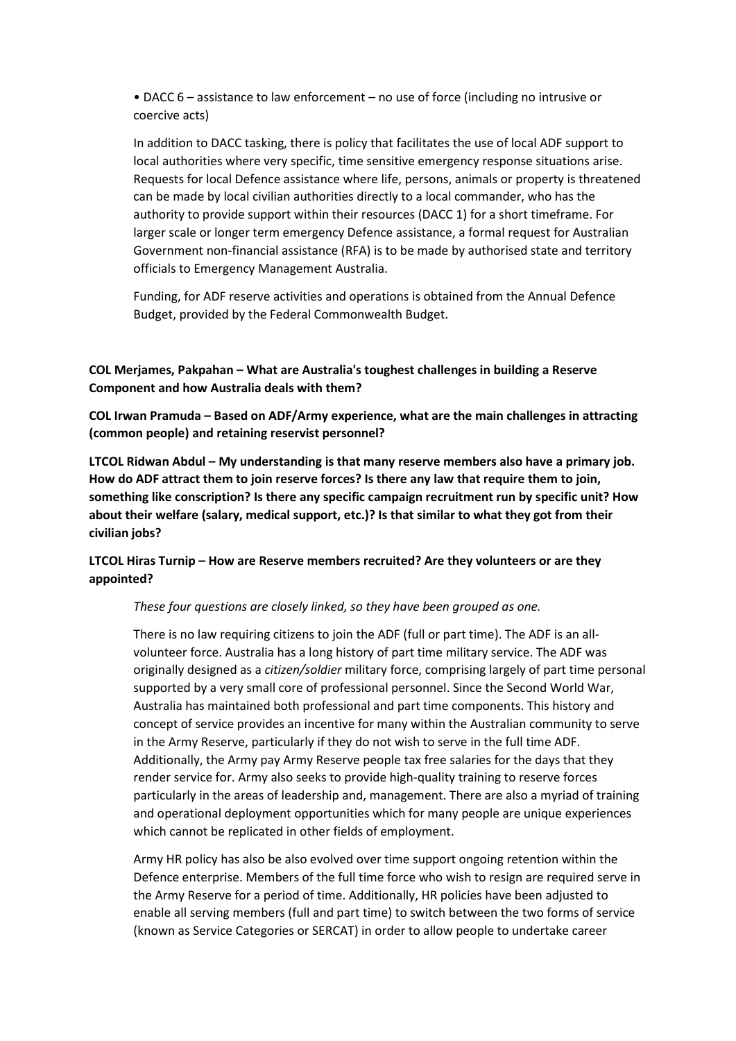• DACC 6 – assistance to law enforcement – no use of force (including no intrusive or coercive acts)

In addition to DACC tasking, there is policy that facilitates the use of local ADF support to local authorities where very specific, time sensitive emergency response situations arise. Requests for local Defence assistance where life, persons, animals or property is threatened can be made by local civilian authorities directly to a local commander, who has the authority to provide support within their resources (DACC 1) for a short timeframe. For larger scale or longer term emergency Defence assistance, a formal request for Australian Government non-financial assistance (RFA) is to be made by authorised state and territory officials to Emergency Management Australia.

Funding, for ADF reserve activities and operations is obtained from the Annual Defence Budget, provided by the Federal Commonwealth Budget.

**COL Merjames, Pakpahan – What are Australia's toughest challenges in building a Reserve Component and how Australia deals with them?**

**COL Irwan Pramuda – Based on ADF/Army experience, what are the main challenges in attracting (common people) and retaining reservist personnel?**

**LTCOL Ridwan Abdul – My understanding is that many reserve members also have a primary job. How do ADF attract them to join reserve forces? Is there any law that require them to join, something like conscription? Is there any specific campaign recruitment run by specific unit? How about their welfare (salary, medical support, etc.)? Is that similar to what they got from their civilian jobs?**

**LTCOL Hiras Turnip – How are Reserve members recruited? Are they volunteers or are they appointed?**

*These four questions are closely linked, so they have been grouped as one.*

There is no law requiring citizens to join the ADF (full or part time). The ADF is an all-volunteer force. Australia has a long history of part time military service. The ADF was originally designed as a *citizen/soldier* military force, comprising largely of part time personal supported by a very small core of professional personnel. Since the Second World War, Australia has maintained both professional and part time components. This history and concept of service provides an incentive for many within the Australian community to serve in the Army Reserve, particularly if they do not wish to serve in the full time ADF. Additionally, the Army pay Army Reserve people tax free salaries for the days that they render service for. Army also seeks to provide high-quality training to reserve forces particularly in the areas of leadership and, management. There are also a myriad of training and operational deployment opportunities which for many people are unique experiences which cannot be replicated in other fields of employment.

Army HR policy has also be also evolved over time support ongoing retention within the Defence enterprise. Members of the full time force who wish to resign are required serve in the Army Reserve for a period of time. Additionally, HR policies have been adjusted to enable all serving members (full and part time) to switch between the two forms of service (known as Service Categories or SERCAT) in order to allow people to undertake career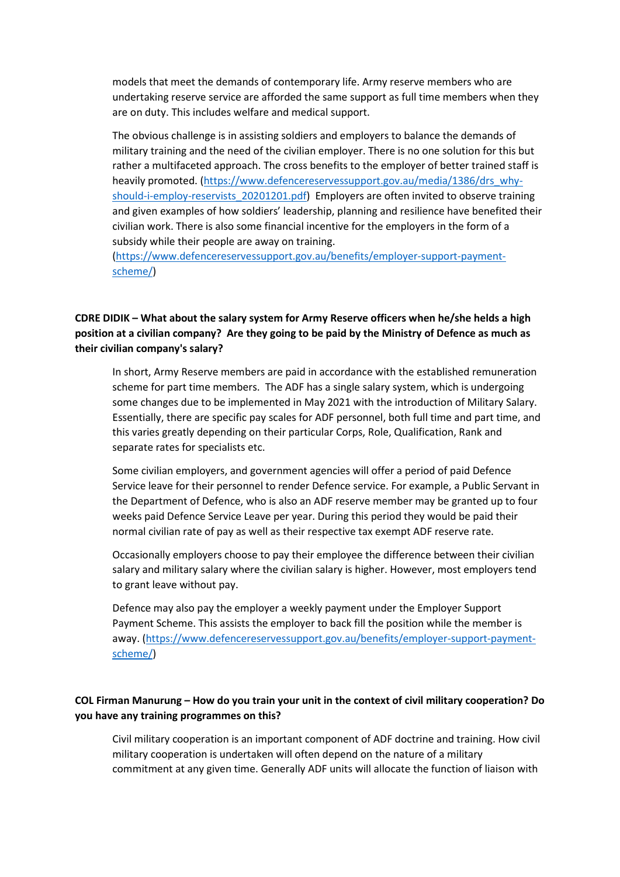models that meet the demands of contemporary life. Army reserve members who are undertaking reserve service are afforded the same support as full time members when they are on duty. This includes welfare and medical support.

The obvious challenge is in assisting soldiers and employers to balance the demands of military training and the need of the civilian employer. There is no one solution for this but rather a multifaceted approach. The cross benefits to the employer of better trained staff is heavily promoted. ([https://www.defencereservessupport.gov.au/media/1386/drs_why-should-i-employ-reservists_20201201.pdf](https://www.defencereservessupport.gov.au/media/1386/drs_why-should-i-employ-reservists_20201201.pdf)) Employers are often invited to observe training and given examples of how soldiers' leadership, planning and resilience have benefited their civilian work. There is also some financial incentive for the employers in the form of a subsidy while their people are away on training. ([https://www.defencereservessupport.gov.au/benefits/employer-support-payment-scheme/](https://www.defencereservessupport.gov.au/benefits/employer-support-payment-scheme/))

**CDRE DIDIK – What about the salary system for Army Reserve officers when he/she helds a high position at a civilian company? Are they going to be paid by the Ministry of Defence as much as their civilian company's salary?**

In short, Army Reserve members are paid in accordance with the established remuneration scheme for part time members. The ADF has a single salary system, which is undergoing some changes due to be implemented in May 2021 with the introduction of Military Salary. Essentially, there are specific pay scales for ADF personnel, both full time and part time, and this varies greatly depending on their particular Corps, Role, Qualification, Rank and separate rates for specialists etc.

Some civilian employers, and government agencies will offer a period of paid Defence Service leave for their personnel to render Defence service. For example, a Public Servant in the Department of Defence, who is also an ADF reserve member may be granted up to four weeks paid Defence Service Leave per year. During this period they would be paid their normal civilian rate of pay as well as their respective tax exempt ADF reserve rate.

Occasionally employers choose to pay their employee the difference between their civilian salary and military salary where the civilian salary is higher. However, most employers tend to grant leave without pay.

Defence may also pay the employer a weekly payment under the Employer Support Payment Scheme. This assists the employer to back fill the position while the member is away. ([https://www.defencereservessupport.gov.au/benefits/employer-support-payment-scheme/](https://www.defencereservessupport.gov.au/benefits/employer-support-payment-scheme/))

**COL Firman Manurung – How do you train your unit in the context of civil military cooperation? Do you have any training programmes on this?**

Civil military cooperation is an important component of ADF doctrine and training. How civil military cooperation is undertaken will often depend on the nature of a military commitment at any given time. Generally ADF units will allocate the function of liaison with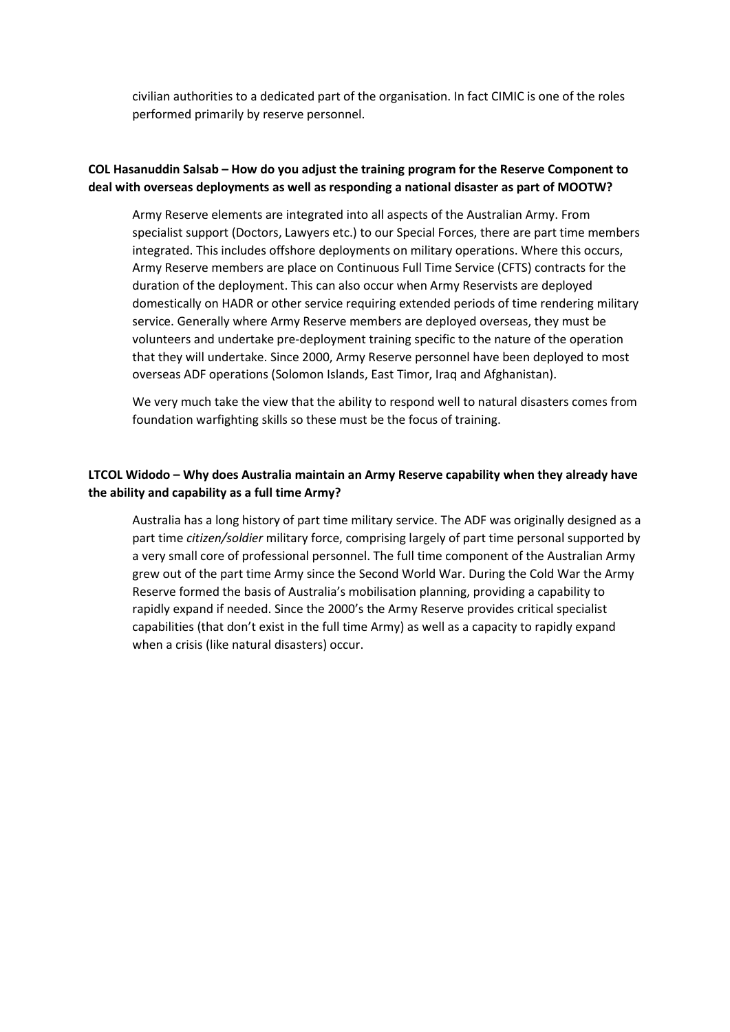civilian authorities to a dedicated part of the organisation. In fact CIMIC is one of the roles performed primarily by reserve personnel.

**COL Hasanuddin Salsab – How do you adjust the training program for the Reserve Component to deal with overseas deployments as well as responding a national disaster as part of MOOTW?**

Army Reserve elements are integrated into all aspects of the Australian Army. From specialist support (Doctors, Lawyers etc.) to our Special Forces, there are part time members integrated. This includes offshore deployments on military operations. Where this occurs, Army Reserve members are place on Continuous Full Time Service (CFTS) contracts for the duration of the deployment. This can also occur when Army Reservists are deployed domestically on HADR or other service requiring extended periods of time rendering military service. Generally where Army Reserve members are deployed overseas, they must be volunteers and undertake pre-deployment training specific to the nature of the operation that they will undertake. Since 2000, Army Reserve personnel have been deployed to most overseas ADF operations (Solomon Islands, East Timor, Iraq and Afghanistan).

We very much take the view that the ability to respond well to natural disasters comes from foundation warfighting skills so these must be the focus of training.

**LTCOL Widodo – Why does Australia maintain an Army Reserve capability when they already have the ability and capability as a full time Army?**

Australia has a long history of part time military service. The ADF was originally designed as a part time *citizen/soldier* military force, comprising largely of part time personal supported by a very small core of professional personnel. The full time component of the Australian Army grew out of the part time Army since the Second World War. During the Cold War the Army Reserve formed the basis of Australia's mobilisation planning, providing a capability to rapidly expand if needed. Since the 2000's the Army Reserve provides critical specialist capabilities (that don't exist in the full time Army) as well as a capacity to rapidly expand when a crisis (like natural disasters) occur.